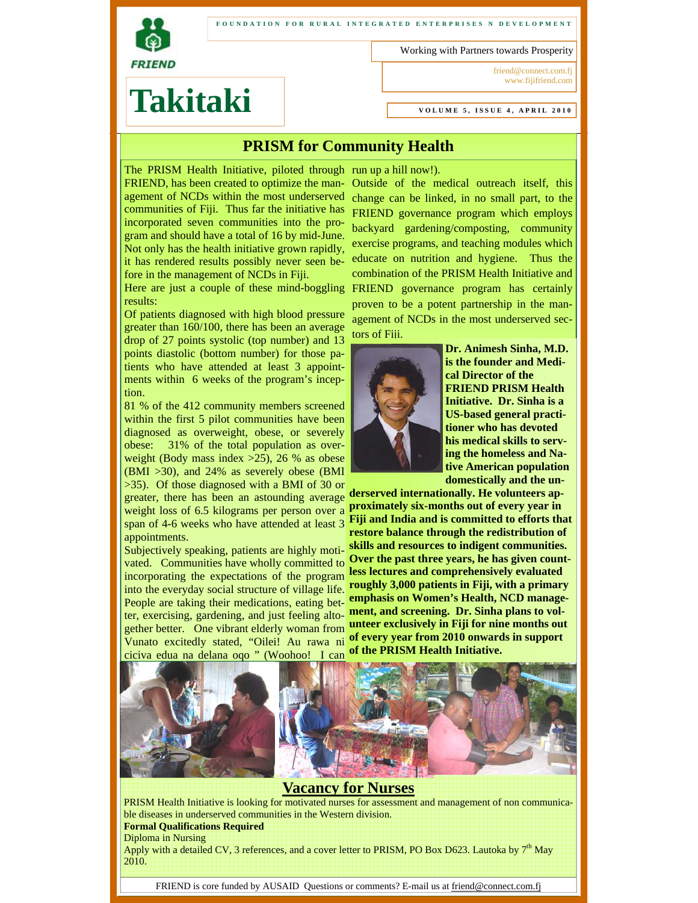FOUNDATION FOR RURAL INTEGRATED ENTERPRISES N DEVELOPMENT

FRIEND

Working with Partners towards Prosperity

friend@connect.com.fj
www.fijifriend.com

# Takitaki

VOLUME 5, ISSUE 4, APRIL 2010

## PRISM for Community Health

The PRISM Health Initiative, piloted through FRIEND, has been created to optimize the management of NCDs within the most underserved communities of Fiji. Thus far the initiative has incorporated seven communities into the program and should have a total of 16 by mid-June. Not only has the health initiative grown rapidly, it has rendered results possibly never seen before in the management of NCDs in Fiji.

Here are just a couple of these mind-boggling results:

Of patients diagnosed with high blood pressure greater than 160/100, there has been an average drop of 27 points systolic (top number) and 13 points diastolic (bottom number) for those patients who have attended at least 3 appointments within 6 weeks of the program's inception.

81 % of the 412 community members screened within the first 5 pilot communities have been diagnosed as overweight, obese, or severely obese: 31% of the total population as overweight (Body mass index >25), 26 % as obese (BMI >30), and 24% as severely obese (BMI >35). Of those diagnosed with a BMI of 30 or greater, there has been an astounding average weight loss of 6.5 kilograms per person over a span of 4-6 weeks who have attended at least 3 appointments.

Subjectively speaking, patients are highly motivated. Communities have wholly committed to incorporating the expectations of the program into the everyday social structure of village life. People are taking their medications, eating better, exercising, gardening, and just feeling altogether better. One vibrant elderly woman from Vunato excitedly stated, "Oilei! Au rawa ni ciciva edua na delana oqo " (Woohoo! I can run up a hill now!).

Outside of the medical outreach itself, this change can be linked, in no small part, to the FRIEND governance program which employs backyard gardening/composting, community exercise programs, and teaching modules which educate on nutrition and hygiene. Thus the combination of the PRISM Health Initiative and FRIEND governance program has certainly proven to be a potent partnership in the management of NCDs in the most underserved sectors of Fiji.

**Dr. Animesh Sinha, M.D. is the founder and Medical Director of the FRIEND PRISM Health Initiative. Dr. Sinha is a US-based general practitioner who has devoted his medical skills to serving the homeless and Native American population domestically and the underserved internationally. He volunteers approximately six-months out of every year in Fiji and India and is committed to efforts that restore balance through the redistribution of skills and resources to indigent communities. Over the past three years, he has given countless lectures and comprehensively evaluated roughly 3,000 patients in Fiji, with a primary emphasis on Women's Health, NCD management, and screening. Dr. Sinha plans to volunteer exclusively in Fiji for nine months out of every year from 2010 onwards in support of the PRISM Health Initiative.**

## Vacancy for Nurses

PRISM Health Initiative is looking for motivated nurses for assessment and management of non communicable diseases in underserved communities in the Western division.

**Formal Qualifications Required**

Diploma in Nursing

Apply with a detailed CV, 3 references, and a cover letter to PRISM, PO Box D623. Lautoka by 7th May 2010.

FRIEND is core funded by AUSAID Questions or comments? E-mail us at friend@connect.com.fj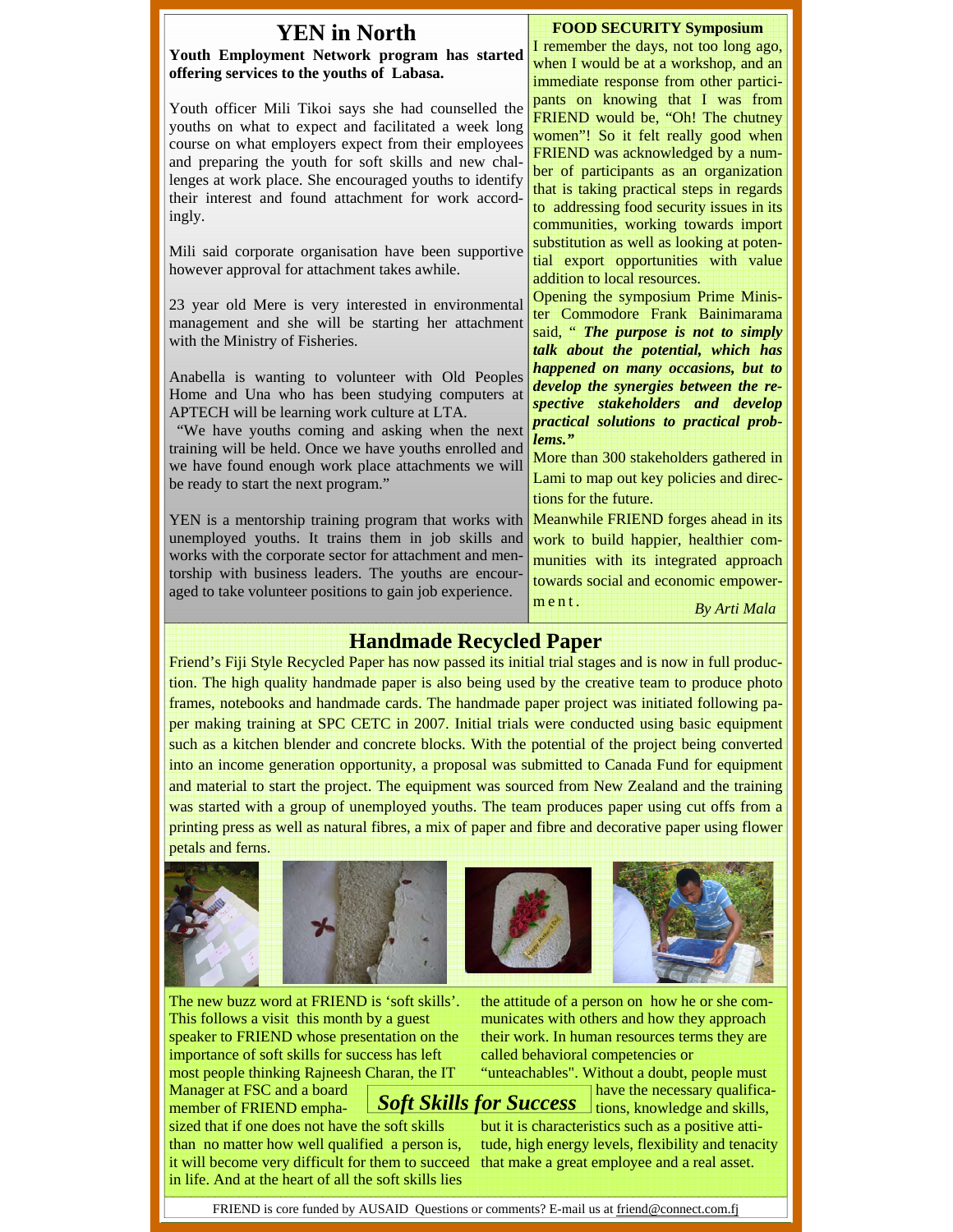# YEN in North

**Youth Employment Network program has started offering services to the youths of Labasa.**

Youth officer Mili Tikoi says she had counselled the youths on what to expect and facilitated a week long course on what employers expect from their employees and preparing the youth for soft skills and new challenges at work place. She encouraged youths to identify their interest and found attachment for work accordingly.

Mili said corporate organisation have been supportive however approval for attachment takes awhile.

23 year old Mere is very interested in environmental management and she will be starting her attachment with the Ministry of Fisheries.

Anabella is wanting to volunteer with Old Peoples Home and Una who has been studying computers at APTECH will be learning work culture at LTA.

"We have youths coming and asking when the next training will be held. Once we have youths enrolled and we have found enough work place attachments we will be ready to start the next program."

YEN is a mentorship training program that works with unemployed youths. It trains them in job skills and works with the corporate sector for attachment and mentorship with business leaders. The youths are encouraged to take volunteer positions to gain job experience.

## FOOD SECURITY Symposium

I remember the days, not too long ago, when I would be at a workshop, and an immediate response from other participants on knowing that I was from FRIEND would be, "Oh! The chutney women"! So it felt really good when FRIEND was acknowledged by a number of participants as an organization that is taking practical steps in regards to addressing food security issues in its communities, working towards import substitution as well as looking at potential export opportunities with value addition to local resources.

Opening the symposium Prime Minister Commodore Frank Bainimarama said, "***The purpose is not to simply talk about the potential, which has happened on many occasions, but to develop the synergies between the respective stakeholders and develop practical solutions to practical problems.***"

More than 300 stakeholders gathered in Lami to map out key policies and directions for the future.

Meanwhile FRIEND forges ahead in its work to build happier, healthier communities with its integrated approach towards social and economic empowerment.

*By Arti Mala*

# Handmade Recycled Paper

Friend's Fiji Style Recycled Paper has now passed its initial trial stages and is now in full production. The high quality handmade paper is also being used by the creative team to produce photo frames, notebooks and handmade cards. The handmade paper project was initiated following paper making training at SPC CETC in 2007. Initial trials were conducted using basic equipment such as a kitchen blender and concrete blocks. With the potential of the project being converted into an income generation opportunity, a proposal was submitted to Canada Fund for equipment and material to start the project. The equipment was sourced from New Zealand and the training was started with a group of unemployed youths. The team produces paper using cut offs from a printing press as well as natural fibres, a mix of paper and fibre and decorative paper using flower petals and ferns.

## *Soft Skills for Success*

The new buzz word at FRIEND is 'soft skills'. This follows a visit this month by a guest speaker to FRIEND whose presentation on the importance of soft skills for success has left most people thinking Rajneesh Charan, the IT Manager at FSC and a board member of FRIEND emphasized that if one does not have the soft skills than no matter how well qualified a person is, it will become very difficult for them to succeed in life. And at the heart of all the soft skills lies the attitude of a person on how he or she communicates with others and how they approach their work. In human resources terms they are called behavioral competencies or "unteachables". Without a doubt, people must have the necessary qualifications, knowledge and skills, but it is characteristics such as a positive attitude, high energy levels, flexibility and tenacity that make a great employee and a real asset.

FRIEND is core funded by AUSAID Questions or comments? E-mail us at friend@connect.com.fj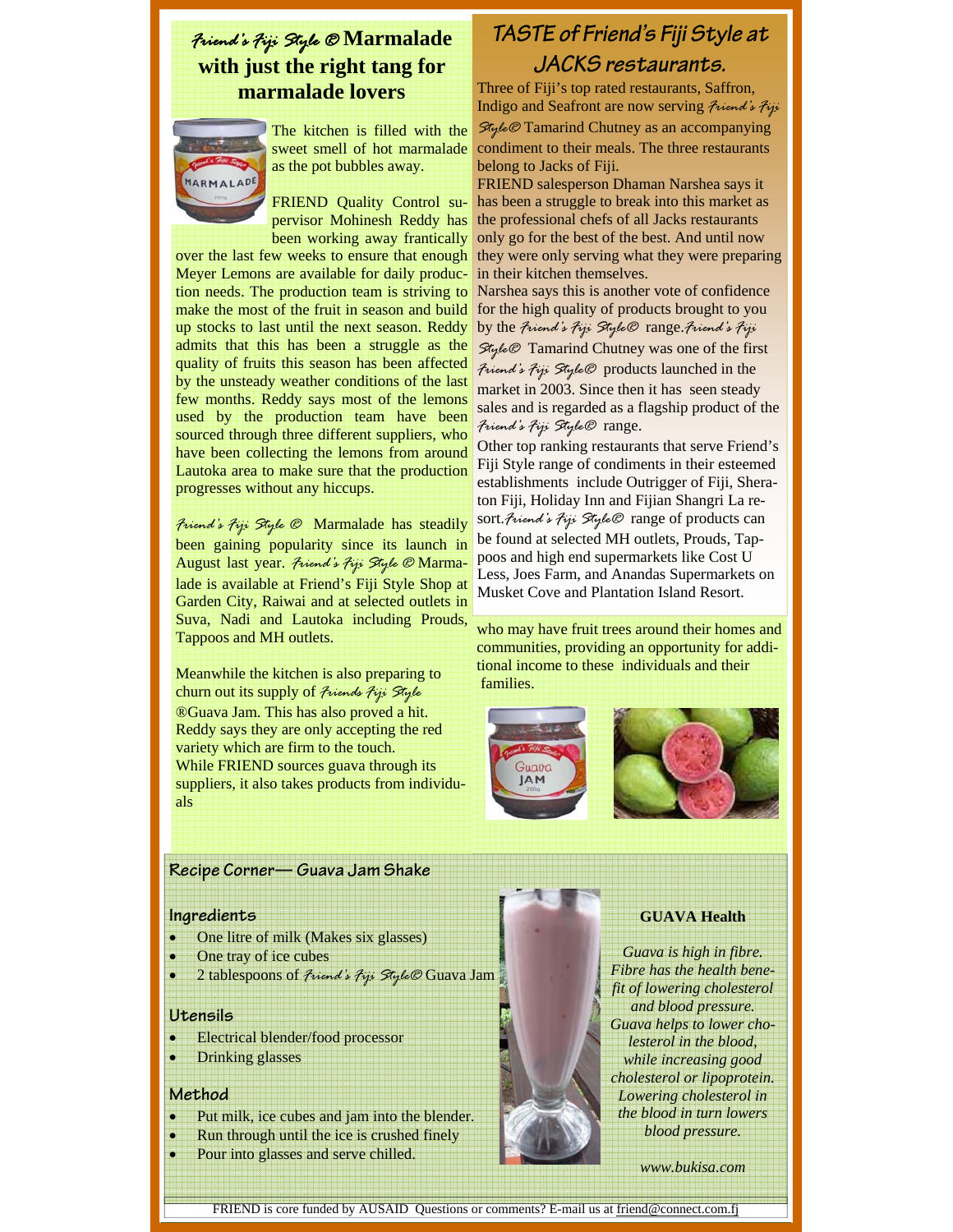## *Friend's Fiji Style ®* Marmalade with just the right tang for marmalade lovers

The kitchen is filled with the sweet smell of hot marmalade as the pot bubbles away.

FRIEND Quality Control supervisor Mohinesh Reddy has been working away frantically over the last few weeks to ensure that enough Meyer Lemons are available for daily production needs. The production team is striving to make the most of the fruit in season and build up stocks to last until the next season. Reddy admits that this has been a struggle as the quality of fruits this season has been affected by the unsteady weather conditions of the last few months. Reddy says most of the lemons used by the production team have been sourced through three different suppliers, who have been collecting the lemons from around Lautoka area to make sure that the production progresses without any hiccups.

*Friend's Fiji Style ®* Marmalade has steadily been gaining popularity since its launch in August last year. *Friend's Fiji Style ®* Marmalade is available at Friend's Fiji Style Shop at Garden City, Raiwai and at selected outlets in Suva, Nadi and Lautoka including Prouds, Tappoos and MH outlets.

Meanwhile the kitchen is also preparing to churn out its supply of *Friends Fiji Style* ®Guava Jam. This has also proved a hit. Reddy says they are only accepting the red variety which are firm to the touch. While FRIEND sources guava through its suppliers, it also takes products from individuals who may have fruit trees around their homes and communities, providing an opportunity for additional income to these individuals and their families.

## TASTE of Friend's Fiji Style at JACKS restaurants.

Three of Fiji's top rated restaurants, Saffron, Indigo and Seafront are now serving *Friend's Fiji Style®* Tamarind Chutney as an accompanying condiment to their meals. The three restaurants belong to Jacks of Fiji.

FRIEND salesperson Dhaman Narshea says it has been a struggle to break into this market as the professional chefs of all Jacks restaurants only go for the best of the best. And until now they were only serving what they were preparing in their kitchen themselves.

Narshea says this is another vote of confidence for the high quality of products brought to you by the *Friend's Fiji Style®* range. *Friend's Fiji Style®* Tamarind Chutney was one of the first *Friend's Fiji Style®* products launched in the market in 2003. Since then it has seen steady sales and is regarded as a flagship product of the *Friend's Fiji Style®* range.

Other top ranking restaurants that serve Friend's Fiji Style range of condiments in their esteemed establishments include Outrigger of Fiji, Sheraton Fiji, Holiday Inn and Fijian Shangri La resort. *Friend's Fiji Style®* range of products can be found at selected MH outlets, Prouds, Tappoos and high end supermarkets like Cost U Less, Joes Farm, and Anandas Supermarkets on Musket Cove and Plantation Island Resort.

## Recipe Corner— Guava Jam Shake

### Ingredients

- One litre of milk (Makes six glasses)
- One tray of ice cubes
- 2 tablespoons of *Friend's Fiji Style®* Guava Jam

### Utensils

- Electrical blender/food processor
- Drinking glasses

### Method

- Put milk, ice cubes and jam into the blender.
- Run through until the ice is crushed finely
- Pour into glasses and serve chilled.

### GUAVA Health

*Guava is high in fibre. Fibre has the health benefit of lowering cholesterol and blood pressure. Guava helps to lower cholesterol in the blood, while increasing good cholesterol or lipoprotein. Lowering cholesterol in the blood in turn lowers blood pressure.*

*www.bukisa.com*

FRIEND is core funded by AUSAID Questions or comments? E-mail us at friend@connect.com.fj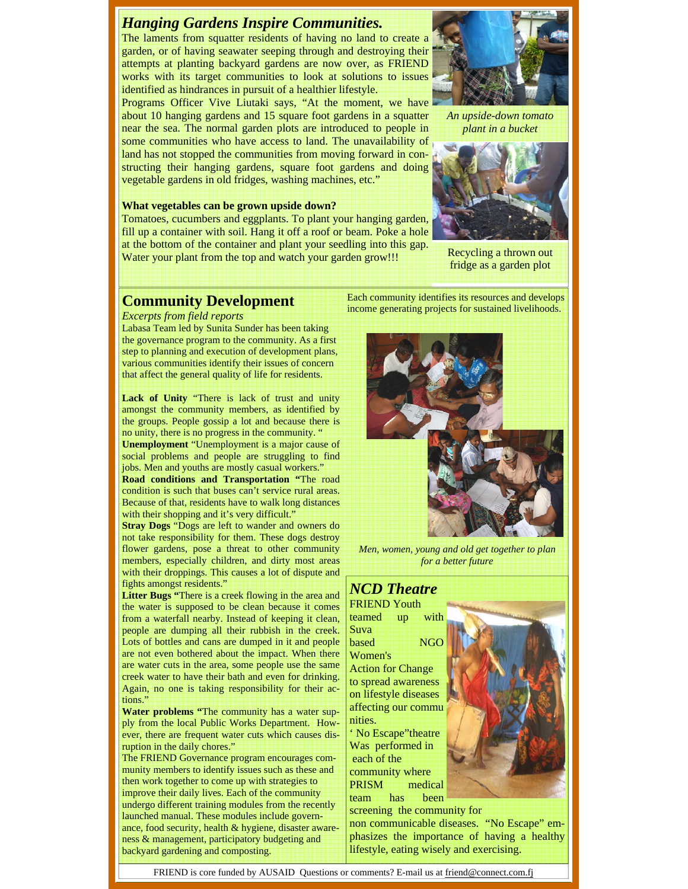## *Hanging Gardens Inspire Communities.*

The laments from squatter residents of having no land to create a garden, or of having seawater seeping through and destroying their attempts at planting backyard gardens are now over, as FRIEND works with its target communities to look at solutions to issues identified as hindrances in pursuit of a healthier lifestyle.

Programs Officer Vive Liutaki says, "At the moment, we have about 10 hanging gardens and 15 square foot gardens in a squatter near the sea. The normal garden plots are introduced to people in some communities who have access to land. The unavailability of land has not stopped the communities from moving forward in constructing their hanging gardens, square foot gardens and doing vegetable gardens in old fridges, washing machines, etc."

*An upside-down tomato plant in a bucket*

**What vegetables can be grown upside down?**

Tomatoes, cucumbers and eggplants. To plant your hanging garden, fill up a container with soil. Hang it off a roof or beam. Poke a hole at the bottom of the container and plant your seedling into this gap. Water your plant from the top and watch your garden grow!!!

Recycling a thrown out fridge as a garden plot

## Community Development

*Excerpts from field reports*

Labasa Team led by Sunita Sunder has been taking the governance program to the community. As a first step to planning and execution of development plans, various communities identify their issues of concern that affect the general quality of life for residents.

**Lack of Unity** "There is lack of trust and unity amongst the community members, as identified by the groups. People gossip a lot and because there is no unity, there is no progress in the community. "

**Unemployment** "Unemployment is a major cause of social problems and people are struggling to find jobs. Men and youths are mostly casual workers."

**Road conditions and Transportation "**The road condition is such that buses can't service rural areas. Because of that, residents have to walk long distances with their shopping and it's very difficult."

**Stray Dogs** "Dogs are left to wander and owners do not take responsibility for them. These dogs destroy flower gardens, pose a threat to other community members, especially children, and dirty most areas with their droppings. This causes a lot of dispute and fights amongst residents."

**Litter Bugs "**There is a creek flowing in the area and the water is supposed to be clean because it comes from a waterfall nearby. Instead of keeping it clean, people are dumping all their rubbish in the creek. Lots of bottles and cans are dumped in it and people are not even bothered about the impact. When there are water cuts in the area, some people use the same creek water to have their bath and even for drinking. Again, no one is taking responsibility for their actions."

**Water problems "**The community has a water supply from the local Public Works Department. However, there are frequent water cuts which causes disruption in the daily chores."

The FRIEND Governance program encourages community members to identify issues such as these and then work together to come up with strategies to improve their daily lives. Each of the community undergo different training modules from the recently launched manual. These modules include governance, food security, health & hygiene, disaster awareness & management, participatory budgeting and backyard gardening and composting.

Each community identifies its resources and develops income generating projects for sustained livelihoods.

*Men, women, young and old get together to plan for a better future*

## *NCD Theatre*

FRIEND Youth teamed up with Suva based NGO Women's Action for Change to spread awareness on lifestyle diseases affecting our communities.

' No Escape" theatre Was performed in each of the community where PRISM medical team has been screening the community for non communicable diseases. "No Escape" emphasizes the importance of having a healthy lifestyle, eating wisely and exercising.

FRIEND is core funded by AUSAID Questions or comments? E-mail us at friend@connect.com.fj